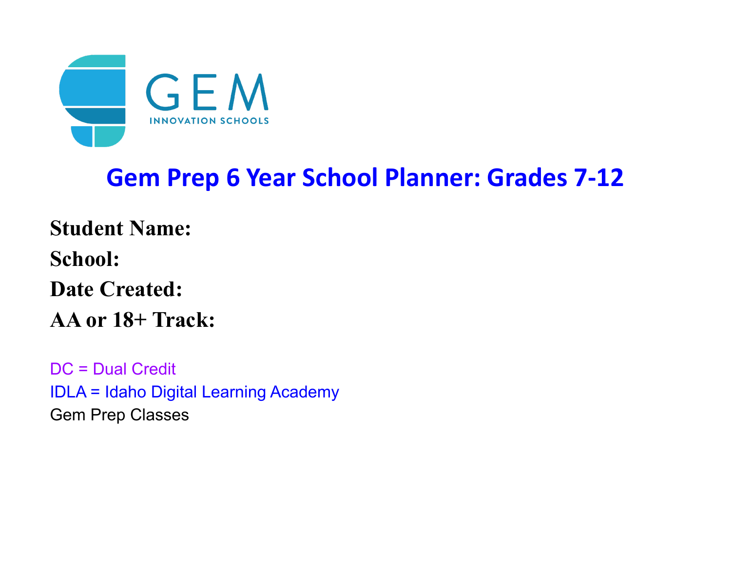GEM
INNOVATION SCHOOLS

# Gem Prep 6 Year School Planner: Grades 7-12

**Student Name:**

**School:**

**Date Created:**

**AA or 18+ Track:**

DC = Dual Credit

IDLA = Idaho Digital Learning Academy

Gem Prep Classes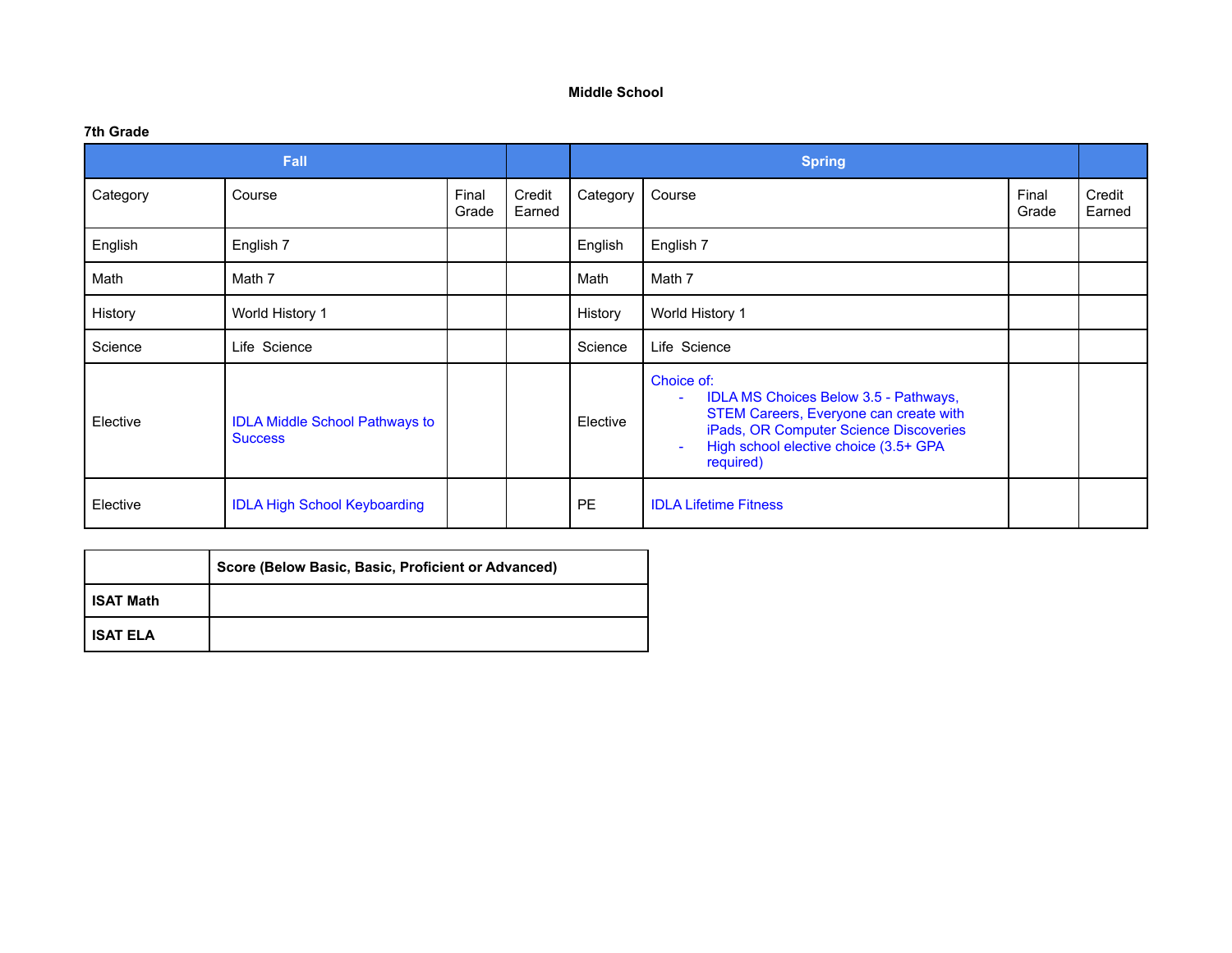# Middle School

**7th Grade**

| Fall | | | | Spring | | | |
|---|---|---|---|---|---|---|---|
| Category | Course | Final Grade | Credit Earned | Category | Course | Final Grade | Credit Earned |
| English | English 7 | | | English | English 7 | | |
| Math | Math 7 | | | Math | Math 7 | | |
| History | World History 1 | | | History | World History 1 | | |
| Science | Life Science | | | Science | Life Science | | |
| Elective | IDLA Middle School Pathways to Success | | | Elective | Choice of: <br> - IDLA MS Choices Below 3.5 - Pathways, STEM Careers, Everyone can create with iPads, OR Computer Science Discoveries <br> - High school elective choice (3.5+ GPA required) | | |
| Elective | IDLA High School Keyboarding | | | PE | IDLA Lifetime Fitness | | |

| | **Score (Below Basic, Basic, Proficient or Advanced)** |
|---|---|
| **ISAT Math** | |
| **ISAT ELA** | |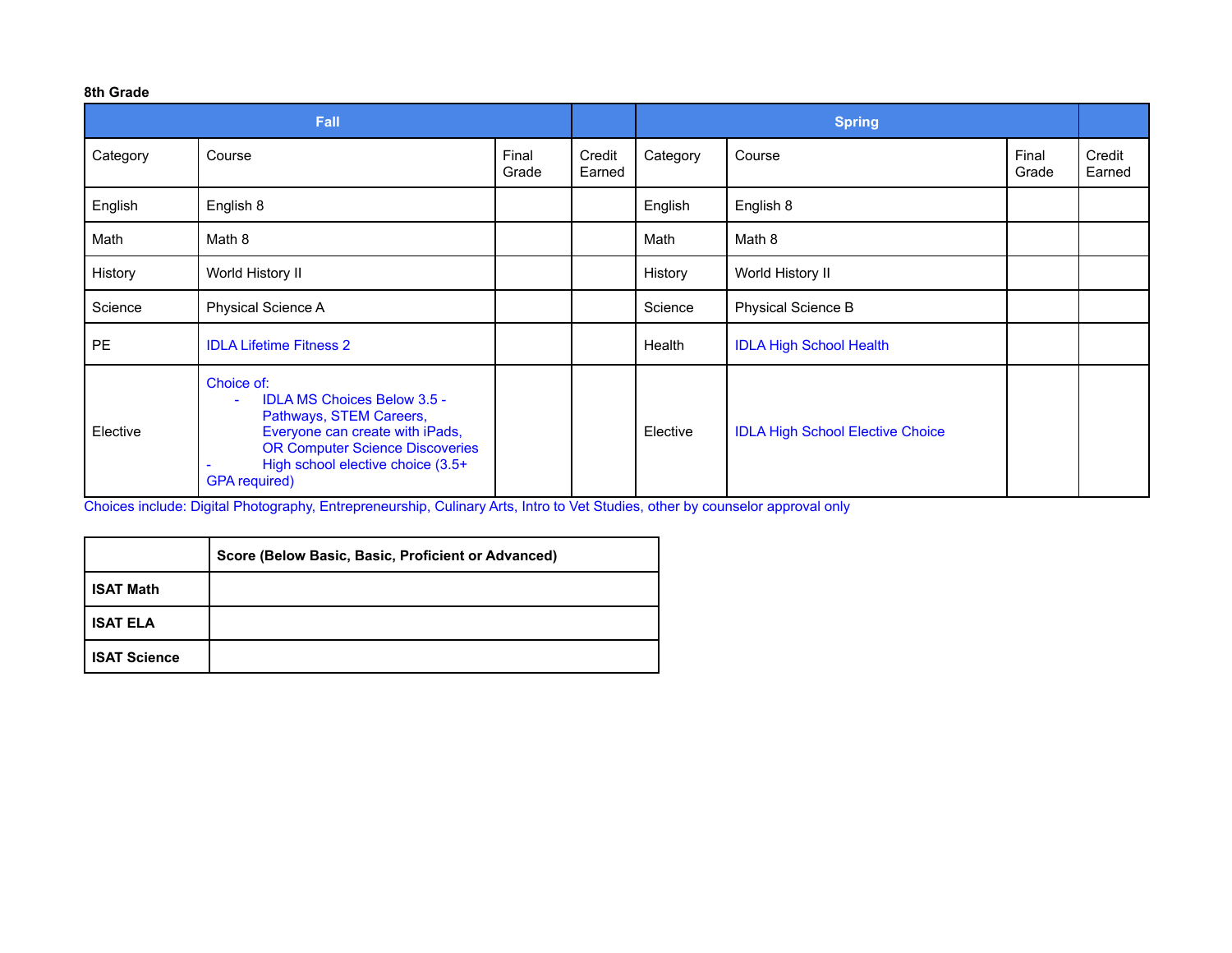**8th Grade**

| Fall | | | | Spring | | | |
|---|---|---|---|---|---|---|---|
| Category | Course | Final Grade | Credit Earned | Category | Course | Final Grade | Credit Earned |
| English | English 8 | | | English | English 8 | | |
| Math | Math 8 | | | Math | Math 8 | | |
| History | World History II | | | History | World History II | | |
| Science | Physical Science A | | | Science | Physical Science B | | |
| PE | IDLA Lifetime Fitness 2 | | | Health | IDLA High School Health | | |
| Elective | Choice of: <br> - IDLA MS Choices Below 3.5 - Pathways, STEM Careers, Everyone can create with iPads, OR Computer Science Discoveries <br> - High school elective choice (3.5+ GPA required) | | | Elective | IDLA High School Elective Choice | | |

Choices include: Digital Photography, Entrepreneurship, Culinary Arts, Intro to Vet Studies, other by counselor approval only

| | **Score (Below Basic, Basic, Proficient or Advanced)** |
|---|---|
| **ISAT Math** | |
| **ISAT ELA** | |
| **ISAT Science** | |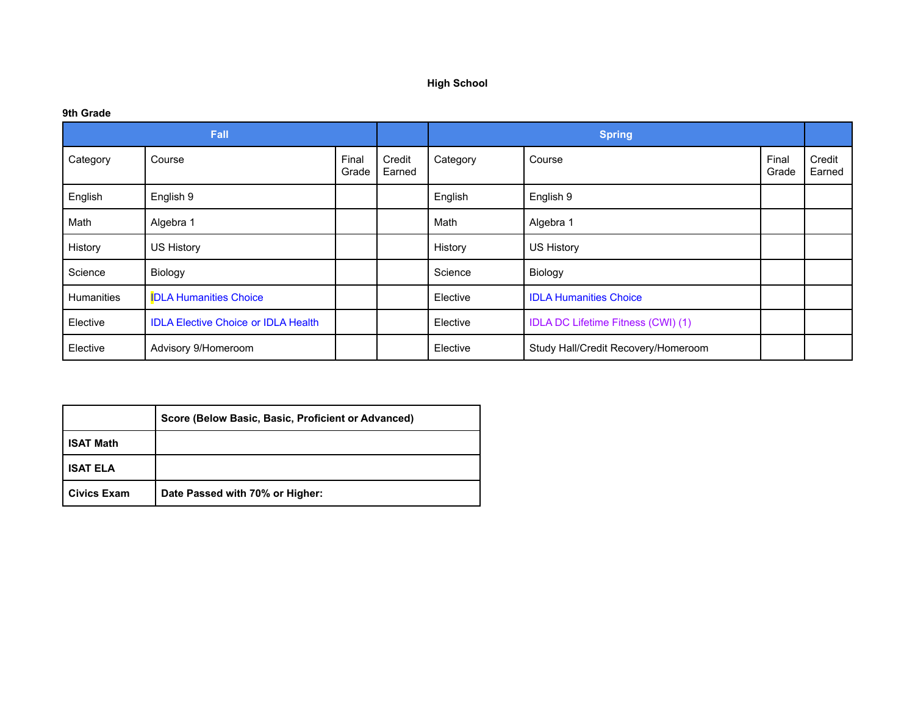**High School**

**9th Grade**

| Fall | | | | Spring | | | |
|---|---|---|---|---|---|---|---|
| Category | Course | Final Grade | Credit Earned | Category | Course | Final Grade | Credit Earned |
| English | English 9 | | | English | English 9 | | |
| Math | Algebra 1 | | | Math | Algebra 1 | | |
| History | US History | | | History | US History | | |
| Science | Biology | | | Science | Biology | | |
| Humanities | IDLA Humanities Choice | | | Elective | IDLA Humanities Choice | | |
| Elective | IDLA Elective Choice or IDLA Health | | | Elective | IDLA DC Lifetime Fitness (CWI) (1) | | |
| Elective | Advisory 9/Homeroom | | | Elective | Study Hall/Credit Recovery/Homeroom | | |

| | **Score (Below Basic, Basic, Proficient or Advanced)** |
|---|---|
| **ISAT Math** | |
| **ISAT ELA** | |
| **Civics Exam** | **Date Passed with 70% or Higher:** |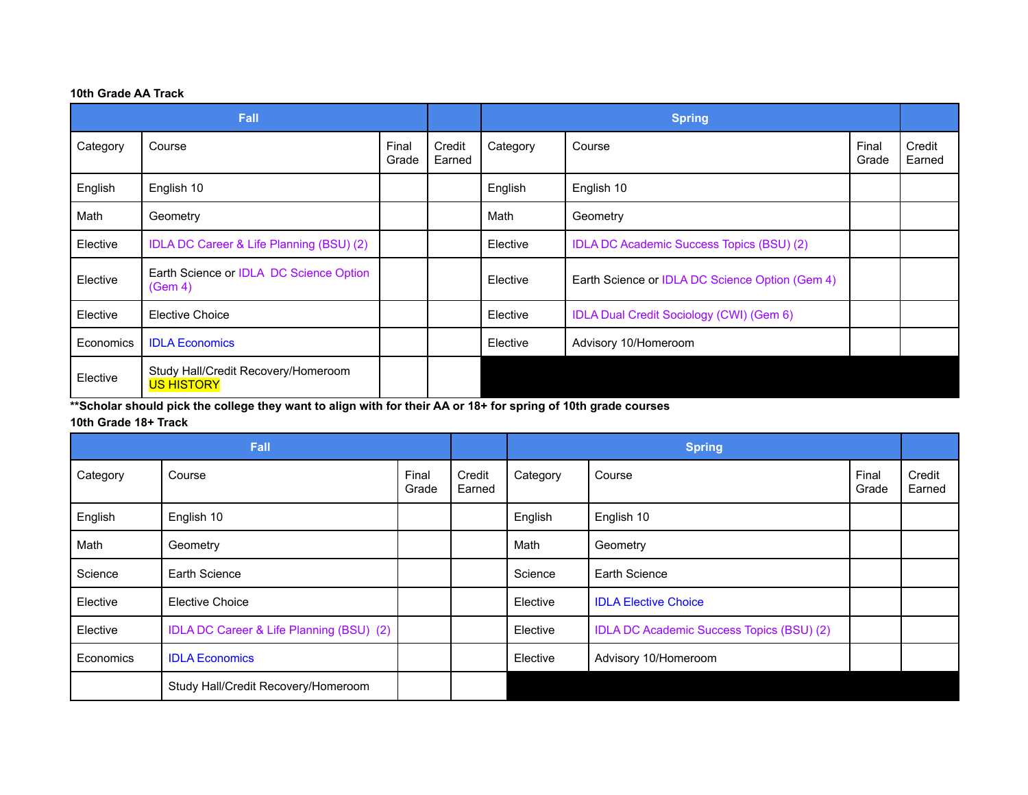**10th Grade AA Track**

| Fall | | | | Spring | | | |
|---|---|---|---|---|---|---|---|
| Category | Course | Final Grade | Credit Earned | Category | Course | Final Grade | Credit Earned |
| English | English 10 | | | English | English 10 | | |
| Math | Geometry | | | Math | Geometry | | |
| Elective | IDLA DC Career & Life Planning (BSU) (2) | | | Elective | IDLA DC Academic Success Topics (BSU) (2) | | |
| Elective | Earth Science or IDLA DC Science Option (Gem 4) | | | Elective | Earth Science or IDLA DC Science Option (Gem 4) | | |
| Elective | Elective Choice | | | Elective | IDLA Dual Credit Sociology (CWI) (Gem 6) | | |
| Economics | IDLA Economics | | | Elective | Advisory 10/Homeroom | | |
| Elective | Study Hall/Credit Recovery/Homeroom US HISTORY | | | | | | |

**\*\*Scholar should pick the college they want to align with for their AA or 18+ for spring of 10th grade courses**

**10th Grade 18+ Track**

| Fall | | | | Spring | | | |
|---|---|---|---|---|---|---|---|
| Category | Course | Final Grade | Credit Earned | Category | Course | Final Grade | Credit Earned |
| English | English 10 | | | English | English 10 | | |
| Math | Geometry | | | Math | Geometry | | |
| Science | Earth Science | | | Science | Earth Science | | |
| Elective | Elective Choice | | | Elective | IDLA Elective Choice | | |
| Elective | IDLA DC Career & Life Planning (BSU) (2) | | | Elective | IDLA DC Academic Success Topics (BSU) (2) | | |
| Economics | IDLA Economics | | | Elective | Advisory 10/Homeroom | | |
| | Study Hall/Credit Recovery/Homeroom | | | | | | |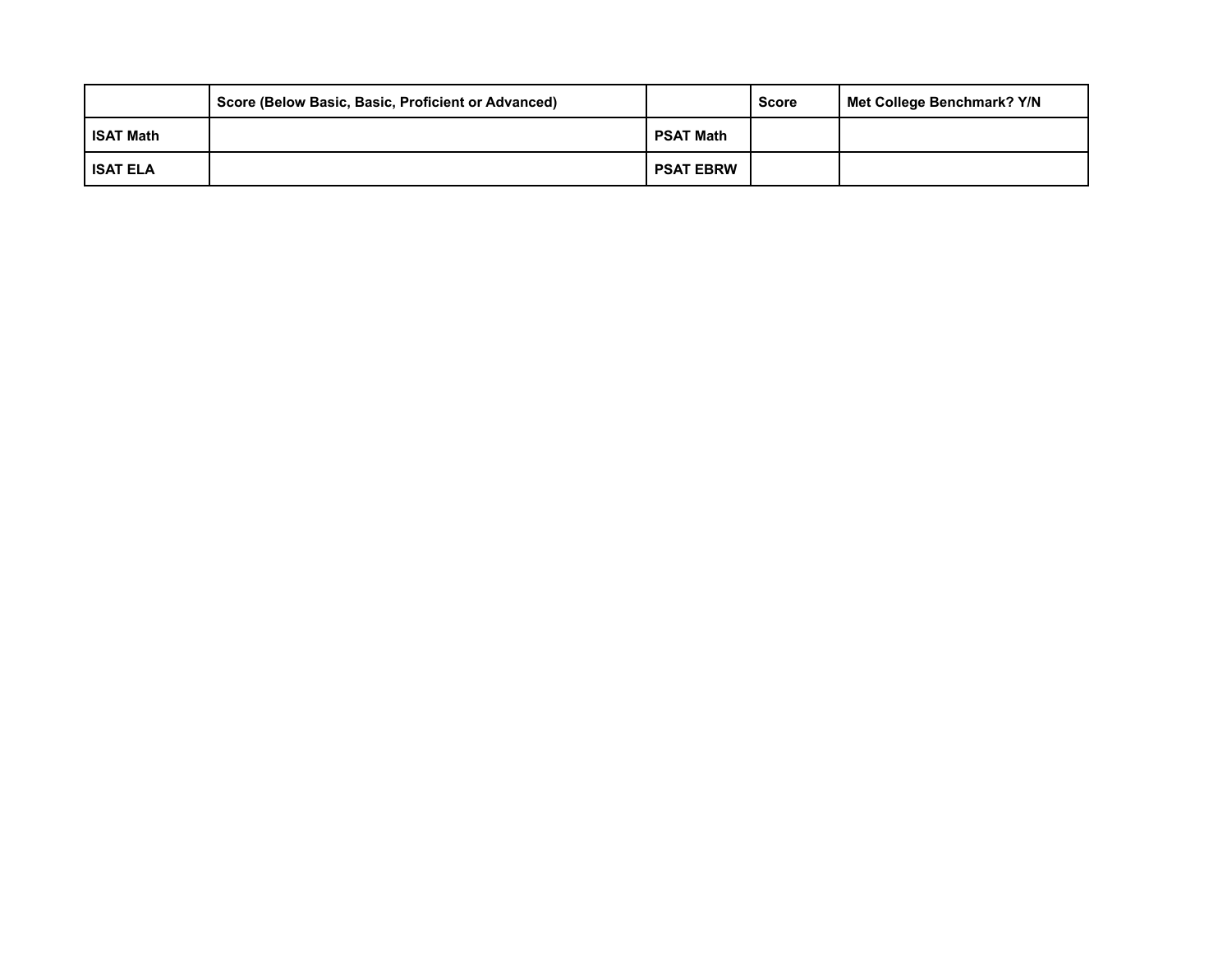|  | Score (Below Basic, Basic, Proficient or Advanced) |  | Score | Met College Benchmark? Y/N |
|---|---|---|---|---|
| ISAT Math |  | PSAT Math |  |  |
| ISAT ELA |  | PSAT EBRW |  |  |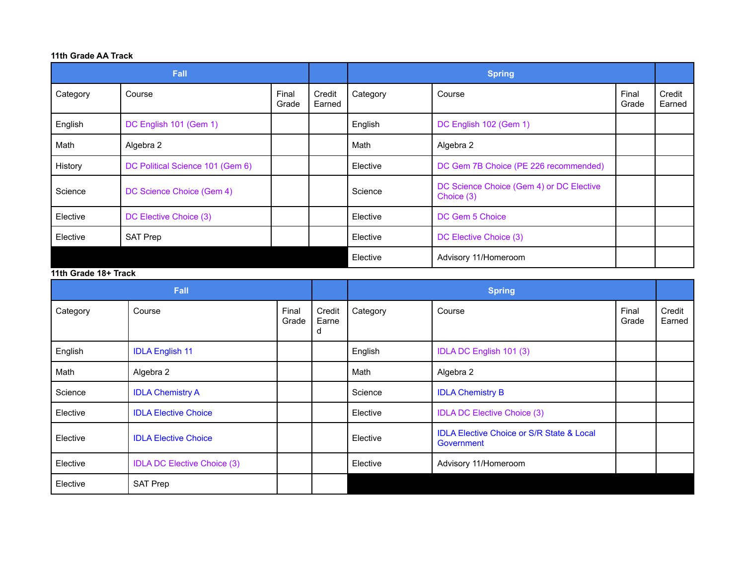**11th Grade AA Track**

| Fall | | | | Spring | | | |
|---|---|---|---|---|---|---|---|
| Category | Course | Final Grade | Credit Earned | Category | Course | Final Grade | Credit Earned |
| English | DC English 101 (Gem 1) | | | English | DC English 102 (Gem 1) | | |
| Math | Algebra 2 | | | Math | Algebra 2 | | |
| History | DC Political Science 101 (Gem 6) | | | Elective | DC Gem 7B Choice (PE 226 recommended) | | |
| Science | DC Science Choice (Gem 4) | | | Science | DC Science Choice (Gem 4) or DC Elective Choice (3) | | |
| Elective | DC Elective Choice (3) | | | Elective | DC Gem 5 Choice | | |
| Elective | SAT Prep | | | Elective | DC Elective Choice (3) | | |
| | | | | Elective | Advisory 11/Homeroom | | |

**11th Grade 18+ Track**

| Fall | | | | Spring | | | |
|---|---|---|---|---|---|---|---|
| Category | Course | Final Grade | Credit Earned | Category | Course | Final Grade | Credit Earned |
| English | IDLA English 11 | | | English | IDLA DC English 101 (3) | | |
| Math | Algebra 2 | | | Math | Algebra 2 | | |
| Science | IDLA Chemistry A | | | Science | IDLA Chemistry B | | |
| Elective | IDLA Elective Choice | | | Elective | IDLA DC Elective Choice (3) | | |
| Elective | IDLA Elective Choice | | | Elective | IDLA Elective Choice or S/R State & Local Government | | |
| Elective | IDLA DC Elective Choice (3) | | | Elective | Advisory 11/Homeroom | | |
| Elective | SAT Prep | | | | | | |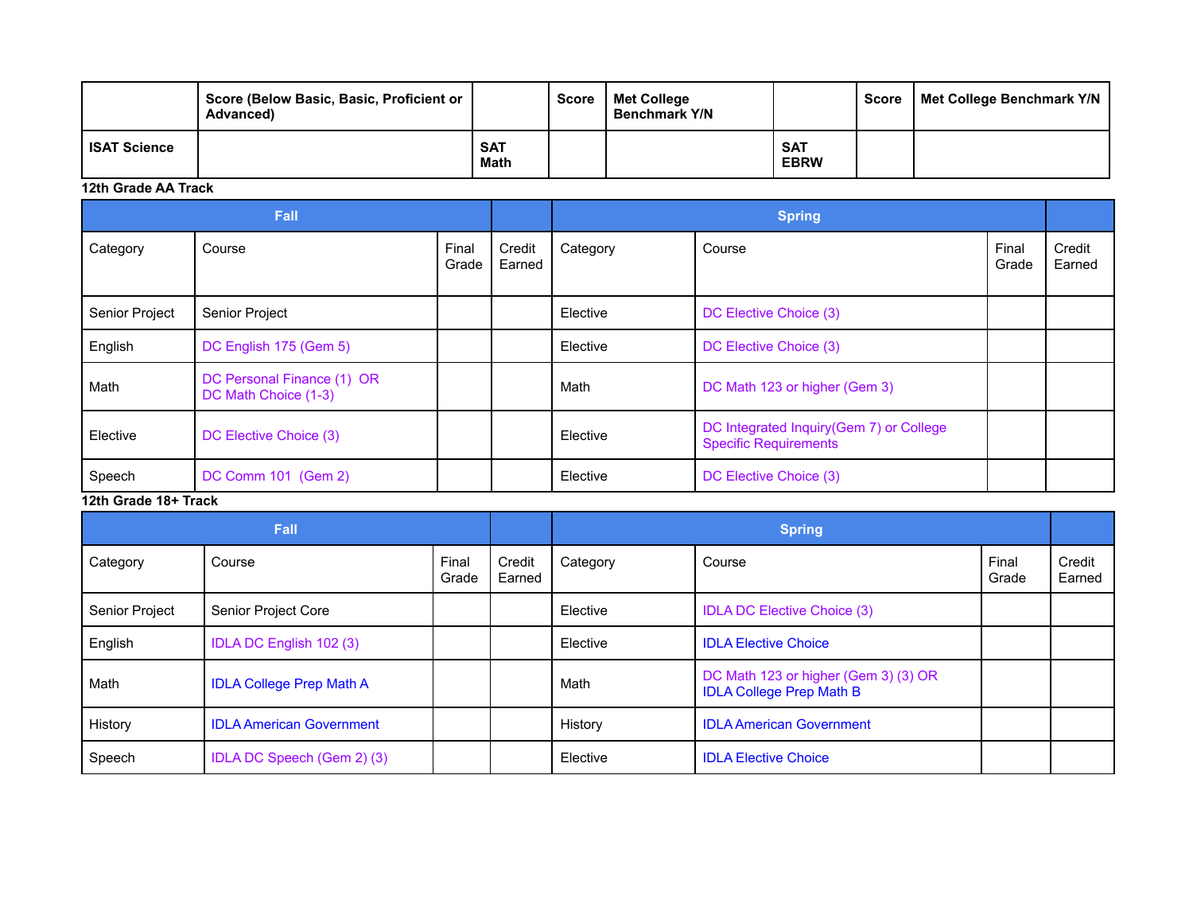| | Score (Below Basic, Basic, Proficient or Advanced) | | Score | Met College Benchmark Y/N | | Score | Met College Benchmark Y/N |
|---|---|---|---|---|---|---|---|
| ISAT Science | | SAT Math | | | SAT EBRW | | |

**12th Grade AA Track**

| Fall | | | | Spring | | | |
|---|---|---|---|---|---|---|---|
| Category | Course | Final Grade | Credit Earned | Category | Course | Final Grade | Credit Earned |
| Senior Project | Senior Project | | | Elective | DC Elective Choice (3) | | |
| English | DC English 175 (Gem 5) | | | Elective | DC Elective Choice (3) | | |
| Math | DC Personal Finance (1) OR DC Math Choice (1-3) | | | Math | DC Math 123 or higher (Gem 3) | | |
| Elective | DC Elective Choice (3) | | | Elective | DC Integrated Inquiry(Gem 7) or College Specific Requirements | | |
| Speech | DC Comm 101 (Gem 2) | | | Elective | DC Elective Choice (3) | | |

**12th Grade 18+ Track**

| Fall | | | | Spring | | | |
|---|---|---|---|---|---|---|---|
| Category | Course | Final Grade | Credit Earned | Category | Course | Final Grade | Credit Earned |
| Senior Project | Senior Project Core | | | Elective | IDLA DC Elective Choice (3) | | |
| English | IDLA DC English 102 (3) | | | Elective | IDLA Elective Choice | | |
| Math | IDLA College Prep Math A | | | Math | DC Math 123 or higher (Gem 3) (3) OR IDLA College Prep Math B | | |
| History | IDLA American Government | | | History | IDLA American Government | | |
| Speech | IDLA DC Speech (Gem 2) (3) | | | Elective | IDLA Elective Choice | | |